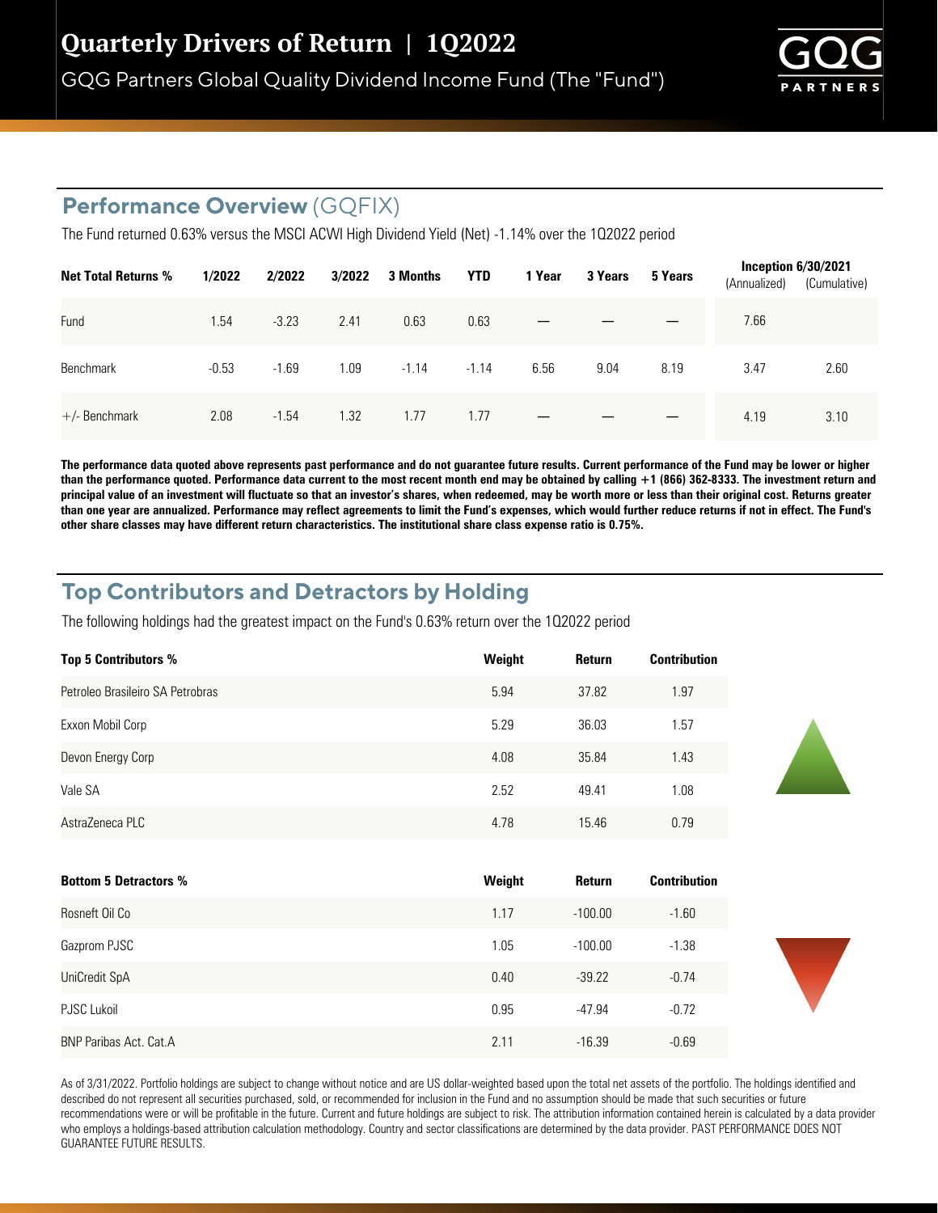# Quarterly Drivers of Return | 1Q2022

GQG Partners Global Quality Dividend Income Fund (The "Fund")

## Performance Overview (GQFIX)

The Fund returned 0.63% versus the MSCI ACWI High Dividend Yield (Net) -1.14% over the 1Q2022 period

| Net Total Returns % | 1/2022 | 2/2022 | 3/2022 | 3 Months | YTD | 1 Year | 3 Years | 5 Years | Inception 6/30/2021 (Annualized) | Inception 6/30/2021 (Cumulative) |
|---|---|---|---|---|---|---|---|---|---|---|
| Fund | 1.54 | -3.23 | 2.41 | 0.63 | 0.63 | — | — | — | 7.66 | |
| Benchmark | -0.53 | -1.69 | 1.09 | -1.14 | -1.14 | 6.56 | 9.04 | 8.19 | 3.47 | 2.60 |
| +/- Benchmark | 2.08 | -1.54 | 1.32 | 1.77 | 1.77 | — | — | — | 4.19 | 3.10 |

**The performance data quoted above represents past performance and do not guarantee future results. Current performance of the Fund may be lower or higher than the performance quoted. Performance data current to the most recent month end may be obtained by calling +1 (866) 362-8333. The investment return and principal value of an investment will fluctuate so that an investor's shares, when redeemed, may be worth more or less than their original cost. Returns greater than one year are annualized. Performance may reflect agreements to limit the Fund's expenses, which would further reduce returns if not in effect. The Fund's other share classes may have different return characteristics. The institutional share class expense ratio is 0.75%.**

## Top Contributors and Detractors by Holding

The following holdings had the greatest impact on the Fund's 0.63% return over the 1Q2022 period

| Top 5 Contributors % | Weight | Return | Contribution |
|---|---|---|---|
| Petroleo Brasileiro SA Petrobras | 5.94 | 37.82 | 1.97 |
| Exxon Mobil Corp | 5.29 | 36.03 | 1.57 |
| Devon Energy Corp | 4.08 | 35.84 | 1.43 |
| Vale SA | 2.52 | 49.41 | 1.08 |
| AstraZeneca PLC | 4.78 | 15.46 | 0.79 |

| Bottom 5 Detractors % | Weight | Return | Contribution |
|---|---|---|---|
| Rosneft Oil Co | 1.17 | -100.00 | -1.60 |
| Gazprom PJSC | 1.05 | -100.00 | -1.38 |
| UniCredit SpA | 0.40 | -39.22 | -0.74 |
| PJSC Lukoil | 0.95 | -47.94 | -0.72 |
| BNP Paribas Act. Cat.A | 2.11 | -16.39 | -0.69 |

As of 3/31/2022. Portfolio holdings are subject to change without notice and are US dollar-weighted based upon the total net assets of the portfolio. The holdings identified and described do not represent all securities purchased, sold, or recommended for inclusion in the Fund and no assumption should be made that such securities or future recommendations were or will be profitable in the future. Current and future holdings are subject to risk. The attribution information contained herein is calculated by a data provider who employs a holdings-based attribution calculation methodology. Country and sector classifications are determined by the data provider. PAST PERFORMANCE DOES NOT GUARANTEE FUTURE RESULTS.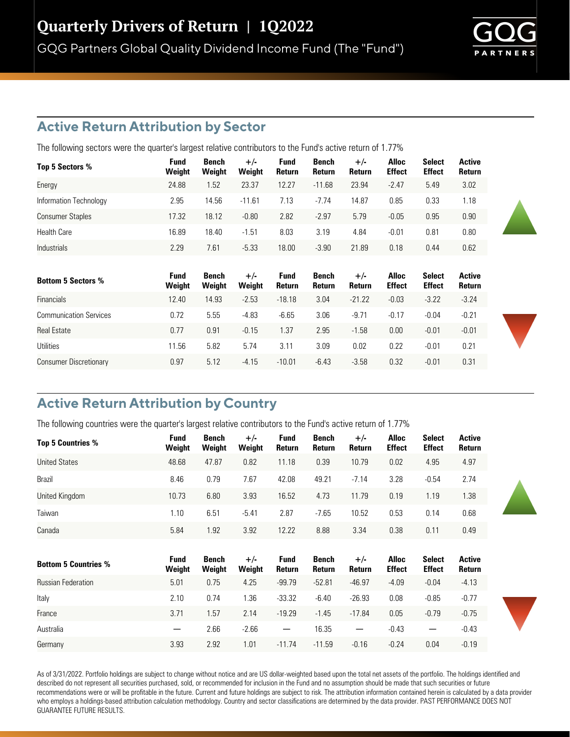# Quarterly Drivers of Return | 1Q2022

GQG Partners Global Quality Dividend Income Fund (The "Fund")

## Active Return Attribution by Sector

The following sectors were the quarter's largest relative contributors to the Fund's active return of 1.77%

| Top 5 Sectors % | Fund Weight | Bench Weight | +/- Weight | Fund Return | Bench Return | +/- Return | Alloc Effect | Select Effect | Active Return |
|---|---|---|---|---|---|---|---|---|---|
| Energy | 24.88 | 1.52 | 23.37 | 12.27 | -11.68 | 23.94 | -2.47 | 5.49 | 3.02 |
| Information Technology | 2.95 | 14.56 | -11.61 | 7.13 | -7.74 | 14.87 | 0.85 | 0.33 | 1.18 |
| Consumer Staples | 17.32 | 18.12 | -0.80 | 2.82 | -2.97 | 5.79 | -0.05 | 0.95 | 0.90 |
| Health Care | 16.89 | 18.40 | -1.51 | 8.03 | 3.19 | 4.84 | -0.01 | 0.81 | 0.80 |
| Industrials | 2.29 | 7.61 | -5.33 | 18.00 | -3.90 | 21.89 | 0.18 | 0.44 | 0.62 |

| Bottom 5 Sectors % | Fund Weight | Bench Weight | +/- Weight | Fund Return | Bench Return | +/- Return | Alloc Effect | Select Effect | Active Return |
|---|---|---|---|---|---|---|---|---|---|
| Financials | 12.40 | 14.93 | -2.53 | -18.18 | 3.04 | -21.22 | -0.03 | -3.22 | -3.24 |
| Communication Services | 0.72 | 5.55 | -4.83 | -6.65 | 3.06 | -9.71 | -0.17 | -0.04 | -0.21 |
| Real Estate | 0.77 | 0.91 | -0.15 | 1.37 | 2.95 | -1.58 | 0.00 | -0.01 | -0.01 |
| Utilities | 11.56 | 5.82 | 5.74 | 3.11 | 3.09 | 0.02 | 0.22 | -0.01 | 0.21 |
| Consumer Discretionary | 0.97 | 5.12 | -4.15 | -10.01 | -6.43 | -3.58 | 0.32 | -0.01 | 0.31 |

## Active Return Attribution by Country

The following countries were the quarter's largest relative contributors to the Fund's active return of 1.77%

| Top 5 Countries % | Fund Weight | Bench Weight | +/- Weight | Fund Return | Bench Return | +/- Return | Alloc Effect | Select Effect | Active Return |
|---|---|---|---|---|---|---|---|---|---|
| United States | 48.68 | 47.87 | 0.82 | 11.18 | 0.39 | 10.79 | 0.02 | 4.95 | 4.97 |
| Brazil | 8.46 | 0.79 | 7.67 | 42.08 | 49.21 | -7.14 | 3.28 | -0.54 | 2.74 |
| United Kingdom | 10.73 | 6.80 | 3.93 | 16.52 | 4.73 | 11.79 | 0.19 | 1.19 | 1.38 |
| Taiwan | 1.10 | 6.51 | -5.41 | 2.87 | -7.65 | 10.52 | 0.53 | 0.14 | 0.68 |
| Canada | 5.84 | 1.92 | 3.92 | 12.22 | 8.88 | 3.34 | 0.38 | 0.11 | 0.49 |

| Bottom 5 Countries % | Fund Weight | Bench Weight | +/- Weight | Fund Return | Bench Return | +/- Return | Alloc Effect | Select Effect | Active Return |
|---|---|---|---|---|---|---|---|---|---|
| Russian Federation | 5.01 | 0.75 | 4.25 | -99.79 | -52.81 | -46.97 | -4.09 | -0.04 | -4.13 |
| Italy | 2.10 | 0.74 | 1.36 | -33.32 | -6.40 | -26.93 | 0.08 | -0.85 | -0.77 |
| France | 3.71 | 1.57 | 2.14 | -19.29 | -1.45 | -17.84 | 0.05 | -0.79 | -0.75 |
| Australia | — | 2.66 | -2.66 | — | 16.35 | — | -0.43 | — | -0.43 |
| Germany | 3.93 | 2.92 | 1.01 | -11.74 | -11.59 | -0.16 | -0.24 | 0.04 | -0.19 |

As of 3/31/2022. Portfolio holdings are subject to change without notice and are US dollar-weighted based upon the total net assets of the portfolio. The holdings identified and described do not represent all securities purchased, sold, or recommended for inclusion in the Fund and no assumption should be made that such securities or future recommendations were or will be profitable in the future. Current and future holdings are subject to risk. The attribution information contained herein is calculated by a data provider who employs a holdings-based attribution calculation methodology. Country and sector classifications are determined by the data provider. PAST PERFORMANCE DOES NOT GUARANTEE FUTURE RESULTS.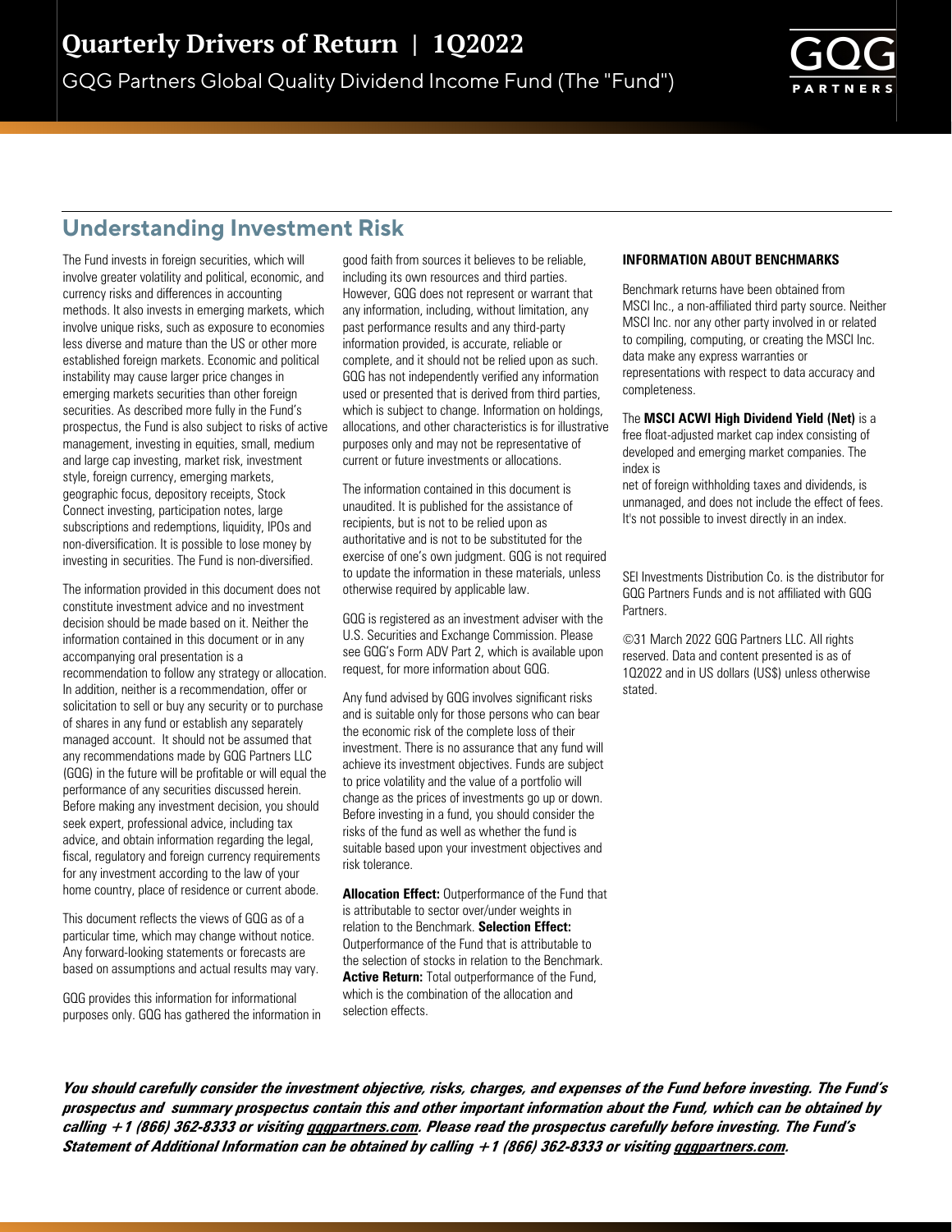## Understanding Investment Risk

The Fund invests in foreign securities, which will involve greater volatility and political, economic, and currency risks and differences in accounting methods. It also invests in emerging markets, which involve unique risks, such as exposure to economies less diverse and mature than the US or other more established foreign markets. Economic and political instability may cause larger price changes in emerging markets securities than other foreign securities. As described more fully in the Fund's prospectus, the Fund is also subject to risks of active management, investing in equities, small, medium and large cap investing, market risk, investment style, foreign currency, emerging markets, geographic focus, depository receipts, Stock Connect investing, participation notes, large subscriptions and redemptions, liquidity, IPOs and non-diversification. It is possible to lose money by investing in securities. The Fund is non-diversified.

The information provided in this document does not constitute investment advice and no investment decision should be made based on it. Neither the information contained in this document or in any accompanying oral presentation is a recommendation to follow any strategy or allocation. In addition, neither is a recommendation, offer or solicitation to sell or buy any security or to purchase of shares in any fund or establish any separately managed account. It should not be assumed that any recommendations made by GQG Partners LLC (GQG) in the future will be profitable or will equal the performance of any securities discussed herein. Before making any investment decision, you should seek expert, professional advice, including tax advice, and obtain information regarding the legal, fiscal, regulatory and foreign currency requirements for any investment according to the law of your home country, place of residence or current abode.

This document reflects the views of GQG as of a particular time, which may change without notice. Any forward-looking statements or forecasts are based on assumptions and actual results may vary.

GQG provides this information for informational purposes only. GQG has gathered the information in good faith from sources it believes to be reliable, including its own resources and third parties. However, GQG does not represent or warrant that any information, including, without limitation, any past performance results and any third-party information provided, is accurate, reliable or complete, and it should not be relied upon as such. GQG has not independently verified any information used or presented that is derived from third parties, which is subject to change. Information on holdings, allocations, and other characteristics is for illustrative purposes only and may not be representative of current or future investments or allocations.

The information contained in this document is unaudited. It is published for the assistance of recipients, but is not to be relied upon as authoritative and is not to be substituted for the exercise of one's own judgment. GQG is not required to update the information in these materials, unless otherwise required by applicable law.

GQG is registered as an investment adviser with the U.S. Securities and Exchange Commission. Please see GQG's Form ADV Part 2, which is available upon request, for more information about GQG.

Any fund advised by GQG involves significant risks and is suitable only for those persons who can bear the economic risk of the complete loss of their investment. There is no assurance that any fund will achieve its investment objectives. Funds are subject to price volatility and the value of a portfolio will change as the prices of investments go up or down. Before investing in a fund, you should consider the risks of the fund as well as whether the fund is suitable based upon your investment objectives and risk tolerance.

**Allocation Effect:** Outperformance of the Fund that is attributable to sector over/under weights in relation to the Benchmark. **Selection Effect:** Outperformance of the Fund that is attributable to the selection of stocks in relation to the Benchmark. **Active Return:** Total outperformance of the Fund, which is the combination of the allocation and selection effects.

**INFORMATION ABOUT BENCHMARKS**

Benchmark returns have been obtained from MSCI Inc., a non-affiliated third party source. Neither MSCI Inc. nor any other party involved in or related to compiling, computing, or creating the MSCI Inc. data make any express warranties or representations with respect to data accuracy and completeness.

The **MSCI ACWI High Dividend Yield (Net)** is a free float-adjusted market cap index consisting of developed and emerging market companies. The index is
net of foreign withholding taxes and dividends, is unmanaged, and does not include the effect of fees. It's not possible to invest directly in an index.

SEI Investments Distribution Co. is the distributor for GQG Partners Funds and is not affiliated with GQG Partners.

©31 March 2022 GQG Partners LLC. All rights reserved. Data and content presented is as of 1Q2022 and in US dollars (US$) unless otherwise stated.

***You should carefully consider the investment objective, risks, charges, and expenses of the Fund before investing. The Fund's prospectus and summary prospectus contain this and other important information about the Fund, which can be obtained by calling +1 (866) 362-8333 or visiting gqgpartners.com. Please read the prospectus carefully before investing. The Fund's Statement of Additional Information can be obtained by calling +1 (866) 362-8333 or visiting gqgpartners.com.***